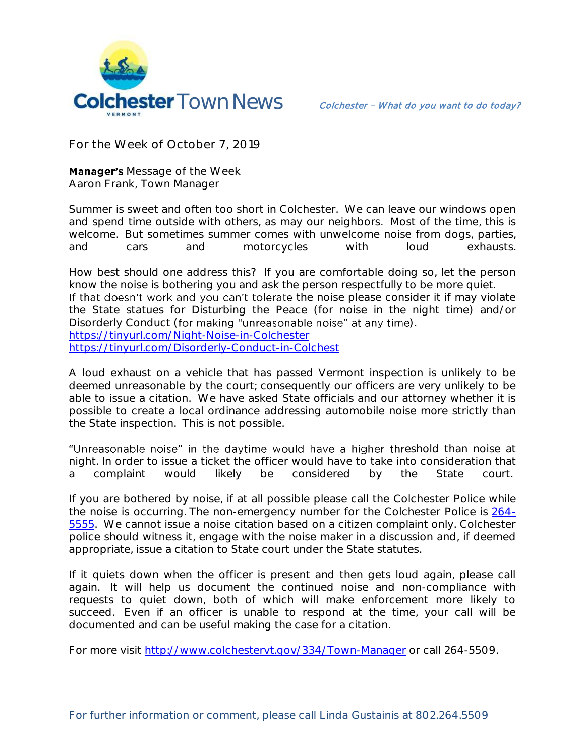# Colchester Town News

*Colchester – What do you want to do today?*

For the Week of October 7, 2019

**Manager's** Message of the Week
Aaron Frank, Town Manager

Summer is sweet and often too short in Colchester. We can leave our windows open and spend time outside with others, as may our neighbors. Most of the time, this is welcome. But sometimes summer comes with unwelcome noise from dogs, parties, and cars and motorcycles with loud exhausts.

How best should one address this? If you are comfortable doing so, let the person know the noise is bothering you and ask the person respectfully to be more quiet. If that doesn't work and you can't tolerate the noise please consider it if may violate the State statues for Disturbing the Peace (for noise in the night time) and/or Disorderly Conduct (for making "unreasonable noise" at any time).
https://tinyurl.com/Night-Noise-in-Colchester
https://tinyurl.com/Disorderly-Conduct-in-Colchest

A loud exhaust on a vehicle that has passed Vermont inspection is unlikely to be deemed unreasonable by the court; consequently our officers are very unlikely to be able to issue a citation. We have asked State officials and our attorney whether it is possible to create a local ordinance addressing automobile noise more strictly than the State inspection. This is not possible.

"Unreasonable noise" in the daytime would have a higher threshold than noise at night. In order to issue a ticket the officer would have to take into consideration that a complaint would likely be considered by the State court.

If you are bothered by noise, if at all possible please call the Colchester Police while the noise is occurring. The non-emergency number for the Colchester Police is 264-5555. We cannot issue a noise citation based on a citizen complaint only. Colchester police should witness it, engage with the noise maker in a discussion and, if deemed appropriate, issue a citation to State court under the State statutes.

If it quiets down when the officer is present and then gets loud again, please call again. It will help us document the continued noise and non-compliance with requests to quiet down, both of which will make enforcement more likely to succeed. Even if an officer is unable to respond at the time, your call will be documented and can be useful making the case for a citation.

For more visit http://www.colchestervt.gov/334/Town-Manager or call 264-5509.

For further information or comment, please call Linda Gustainis at 802.264.5509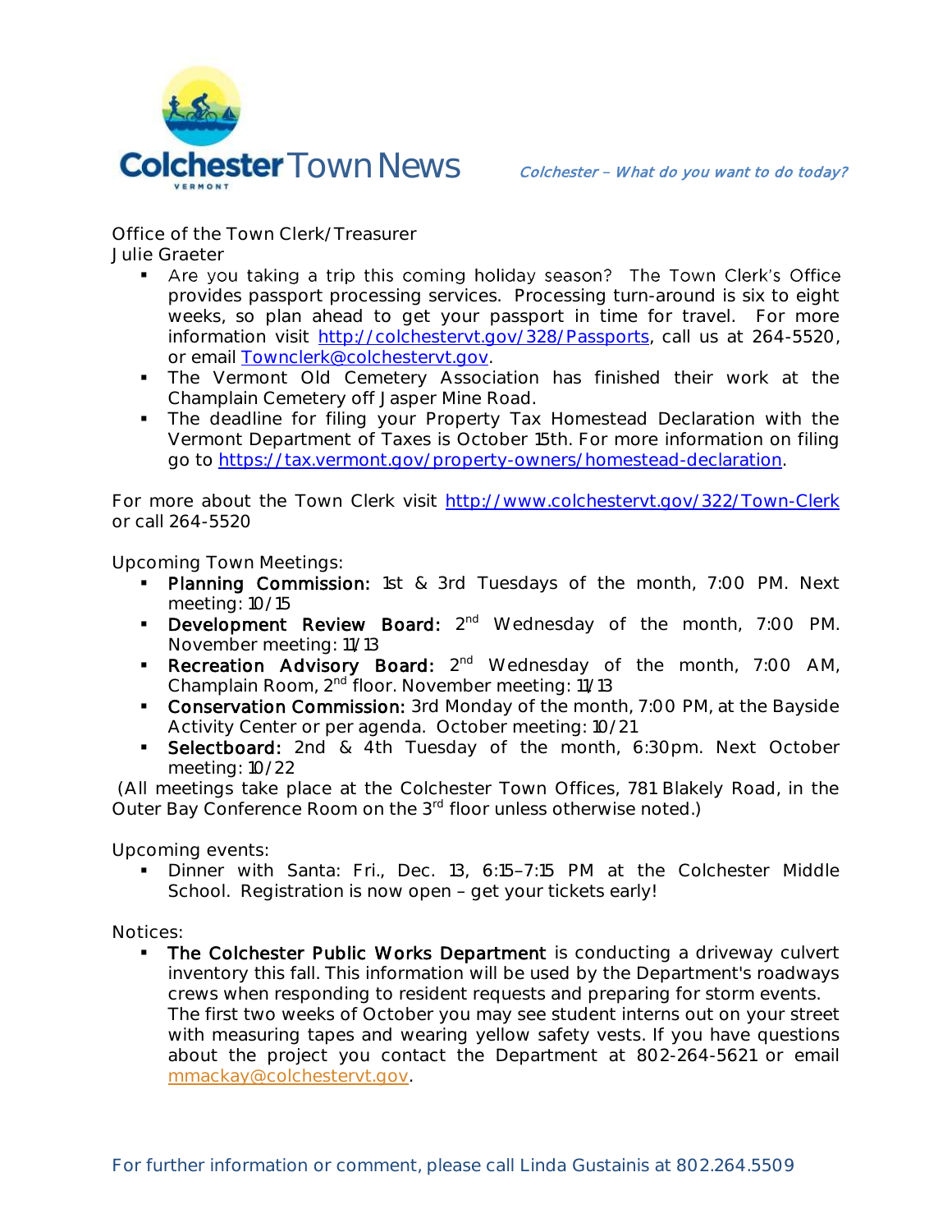Office of the Town Clerk/Treasurer
Julie Graeter

- Are you taking a trip this coming holiday season? The Town Clerk's Office provides passport processing services. Processing turn-around is six to eight weeks, so plan ahead to get your passport in time for travel. For more information visit http://colchestervt.gov/328/Passports, call us at 264-5520, or email Townclerk@colchestervt.gov.
- The Vermont Old Cemetery Association has finished their work at the Champlain Cemetery off Jasper Mine Road.
- The deadline for filing your Property Tax Homestead Declaration with the Vermont Department of Taxes is October 15th. For more information on filing go to https://tax.vermont.gov/property-owners/homestead-declaration.

For more about the Town Clerk visit http://www.colchestervt.gov/322/Town-Clerk or call 264-5520

Upcoming Town Meetings:

- **Planning Commission:** 1st & 3rd Tuesdays of the month, 7:00 PM. Next meeting: 10/15
- **Development Review Board:** 2nd Wednesday of the month, 7:00 PM. November meeting: 11/13
- **Recreation Advisory Board:** 2nd Wednesday of the month, 7:00 AM, Champlain Room, 2nd floor. November meeting: 11/13
- **Conservation Commission:** 3rd Monday of the month, 7:00 PM, at the Bayside Activity Center or per agenda. October meeting: 10/21
- **Selectboard:** 2nd & 4th Tuesday of the month, 6:30pm. Next October meeting: 10/22

(All meetings take place at the Colchester Town Offices, 781 Blakely Road, in the Outer Bay Conference Room on the 3rd floor unless otherwise noted.)

Upcoming events:

- Dinner with Santa: Fri., Dec. 13, 6:15–7:15 PM at the Colchester Middle School. Registration is now open – get your tickets early!

Notices:

- **The Colchester Public Works Department** is conducting a driveway culvert inventory this fall. This information will be used by the Department's roadways crews when responding to resident requests and preparing for storm events. The first two weeks of October you may see student interns out on your street with measuring tapes and wearing yellow safety vests. If you have questions about the project you contact the Department at 802-264-5621 or email mmackay@colchestervt.gov.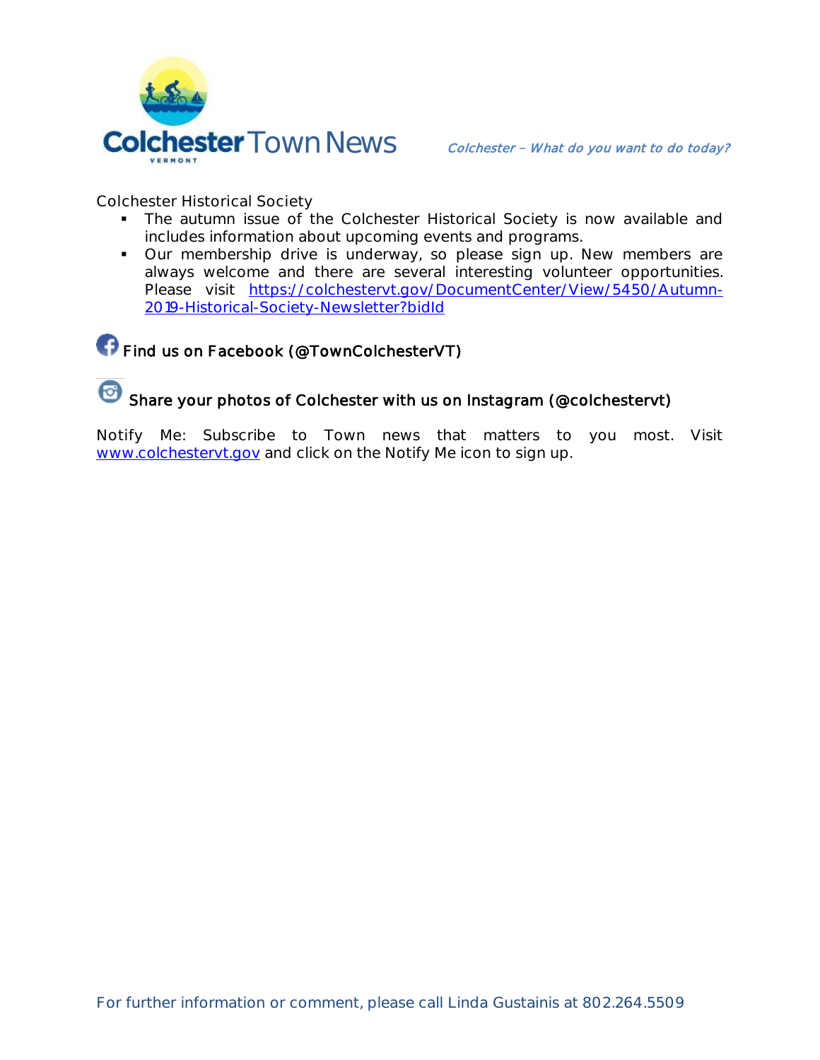Colchester Historical Society

- The autumn issue of the Colchester Historical Society is now available and includes information about upcoming events and programs.
- Our membership drive is underway, so please sign up. New members are always welcome and there are several interesting volunteer opportunities. Please visit https://colchestervt.gov/DocumentCenter/View/5450/Autumn-2019-Historical-Society-Newsletter?bidId

Find us on Facebook (@TownColchesterVT)

Share your photos of Colchester with us on Instagram (@colchestervt)

Notify Me: Subscribe to Town news that matters to you most. Visit www.colchestervt.gov and click on the Notify Me icon to sign up.

For further information or comment, please call Linda Gustainis at 802.264.5509